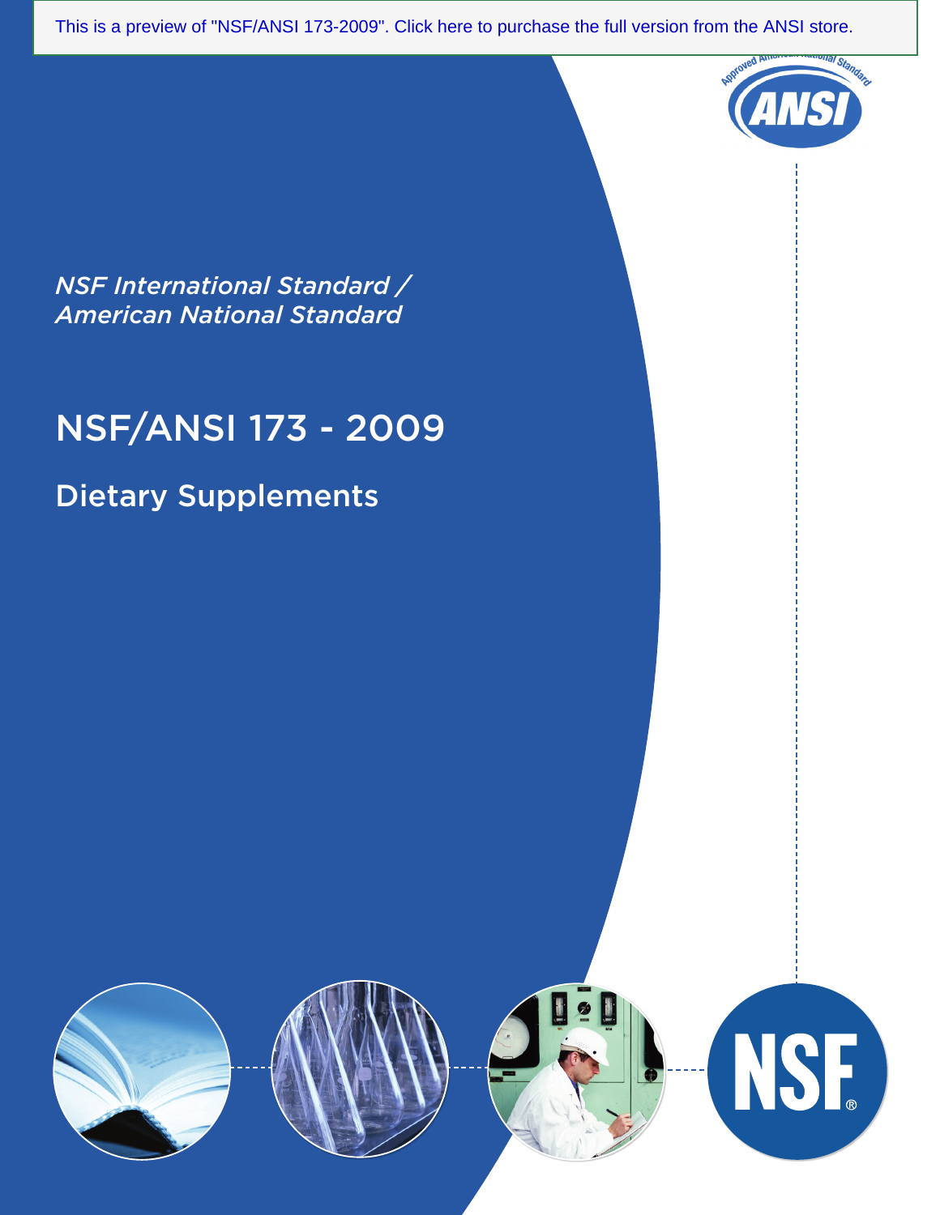This is a preview of "NSF/ANSI 173-2009". Click here to purchase the full version from the ANSI store.

*NSF International Standard /*
*American National Standard*

# NSF/ANSI 173 - 2009

## Dietary Supplements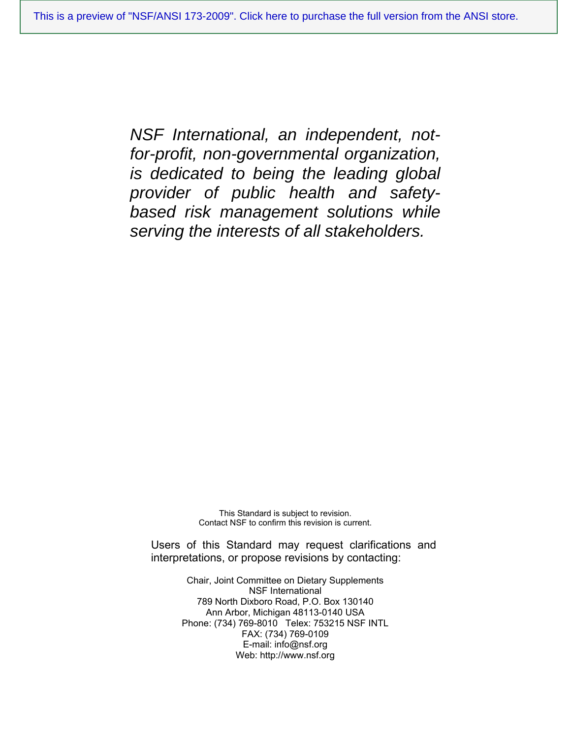*NSF International, an independent, not-for-profit, non-governmental organization, is dedicated to being the leading global provider of public health and safety-based risk management solutions while serving the interests of all stakeholders.*

This Standard is subject to revision.
Contact NSF to confirm this revision is current.

Users of this Standard may request clarifications and interpretations, or propose revisions by contacting:

Chair, Joint Committee on Dietary Supplements
NSF International
789 North Dixboro Road, P.O. Box 130140
Ann Arbor, Michigan 48113-0140 USA
Phone: (734) 769-8010 Telex: 753215 NSF INTL
FAX: (734) 769-0109
E-mail: info@nsf.org
Web: http://www.nsf.org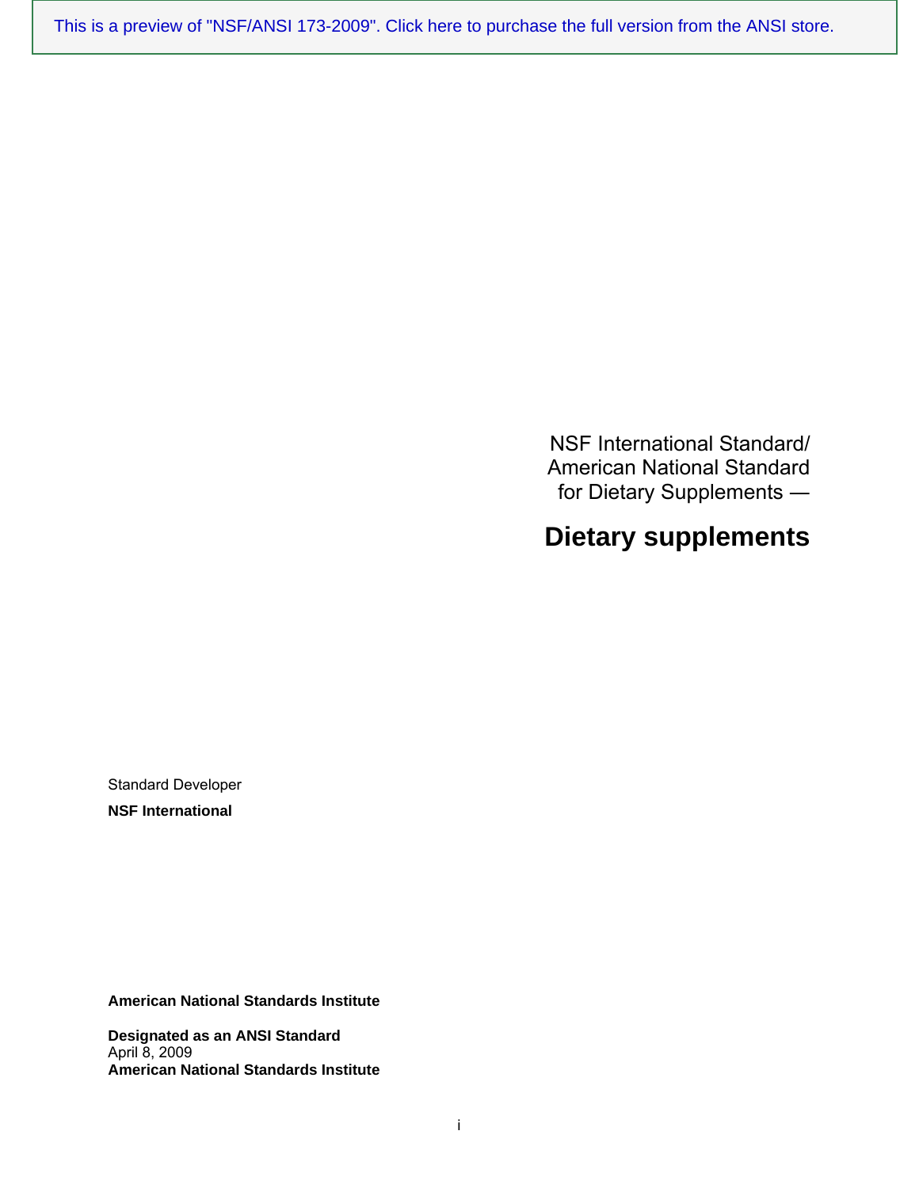This is a preview of "NSF/ANSI 173-2009". Click here to purchase the full version from the ANSI store.

NSF International Standard/
American National Standard
for Dietary Supplements —

# Dietary supplements

Standard Developer

**NSF International**

**American National Standards Institute**

**Designated as an ANSI Standard**
April 8, 2009
**American National Standards Institute**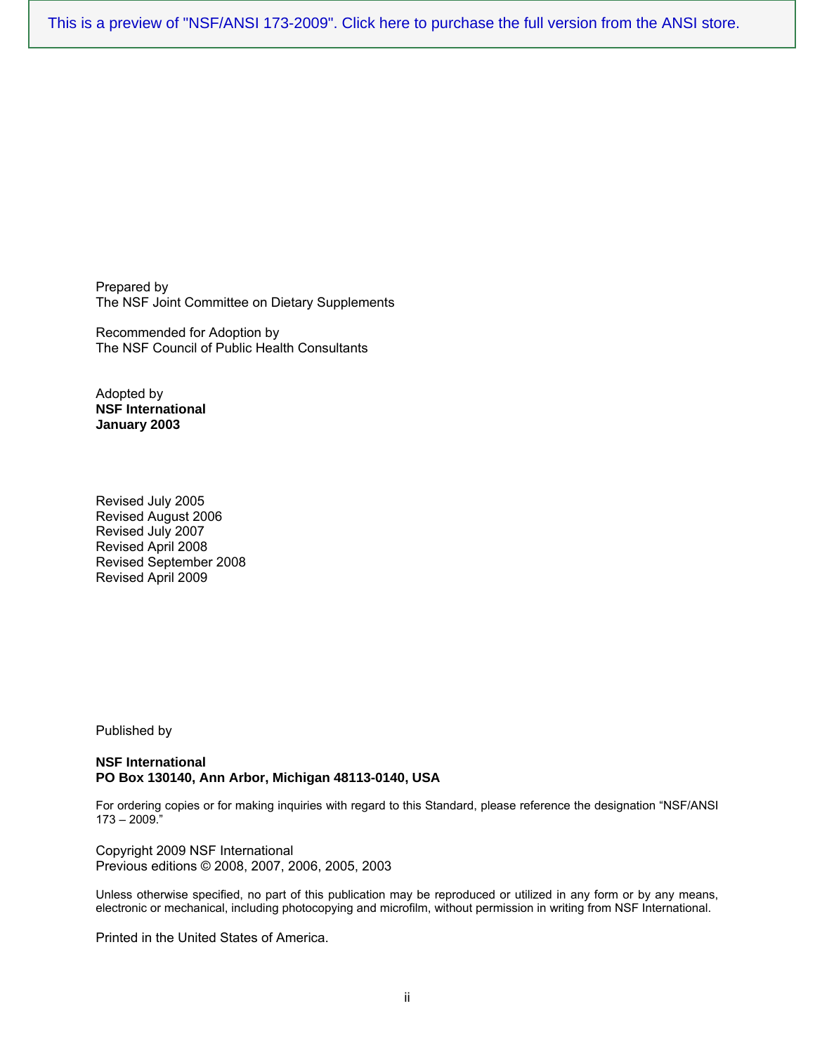This is a preview of "NSF/ANSI 173-2009". Click here to purchase the full version from the ANSI store.

Prepared by
The NSF Joint Committee on Dietary Supplements

Recommended for Adoption by
The NSF Council of Public Health Consultants

Adopted by
**NSF International**
**January 2003**

Revised July 2005
Revised August 2006
Revised July 2007
Revised April 2008
Revised September 2008
Revised April 2009

Published by

**NSF International**
**PO Box 130140, Ann Arbor, Michigan 48113-0140, USA**

For ordering copies or for making inquiries with regard to this Standard, please reference the designation "NSF/ANSI 173 – 2009."

Copyright 2009 NSF International
Previous editions © 2008, 2007, 2006, 2005, 2003

Unless otherwise specified, no part of this publication may be reproduced or utilized in any form or by any means, electronic or mechanical, including photocopying and microfilm, without permission in writing from NSF International.

Printed in the United States of America.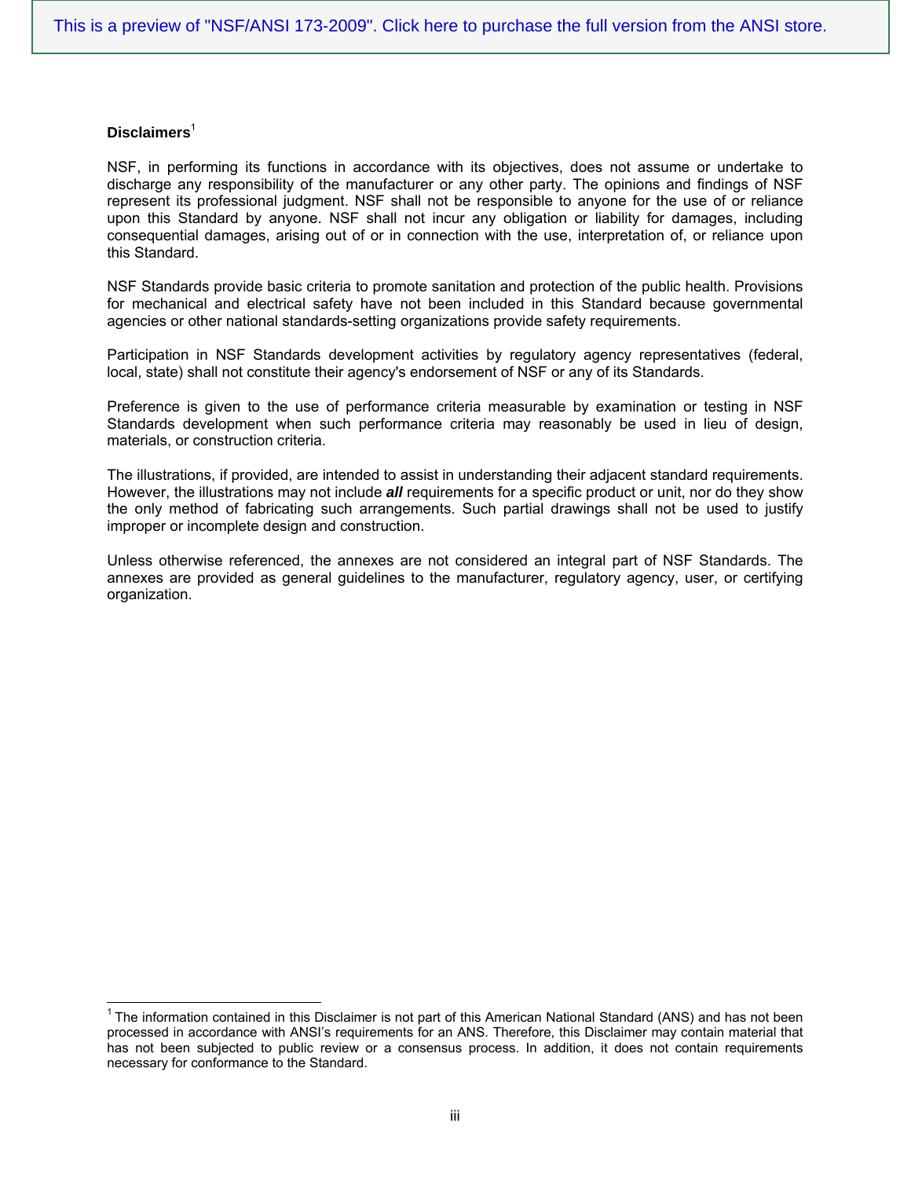**Disclaimers**[1]

NSF, in performing its functions in accordance with its objectives, does not assume or undertake to discharge any responsibility of the manufacturer or any other party. The opinions and findings of NSF represent its professional judgment. NSF shall not be responsible to anyone for the use of or reliance upon this Standard by anyone. NSF shall not incur any obligation or liability for damages, including consequential damages, arising out of or in connection with the use, interpretation of, or reliance upon this Standard.

NSF Standards provide basic criteria to promote sanitation and protection of the public health. Provisions for mechanical and electrical safety have not been included in this Standard because governmental agencies or other national standards-setting organizations provide safety requirements.

Participation in NSF Standards development activities by regulatory agency representatives (federal, local, state) shall not constitute their agency's endorsement of NSF or any of its Standards.

Preference is given to the use of performance criteria measurable by examination or testing in NSF Standards development when such performance criteria may reasonably be used in lieu of design, materials, or construction criteria.

The illustrations, if provided, are intended to assist in understanding their adjacent standard requirements. However, the illustrations may not include ***all*** requirements for a specific product or unit, nor do they show the only method of fabricating such arrangements. Such partial drawings shall not be used to justify improper or incomplete design and construction.

Unless otherwise referenced, the annexes are not considered an integral part of NSF Standards. The annexes are provided as general guidelines to the manufacturer, regulatory agency, user, or certifying organization.

---

[1] The information contained in this Disclaimer is not part of this American National Standard (ANS) and has not been processed in accordance with ANSI's requirements for an ANS. Therefore, this Disclaimer may contain material that has not been subjected to public review or a consensus process. In addition, it does not contain requirements necessary for conformance to the Standard.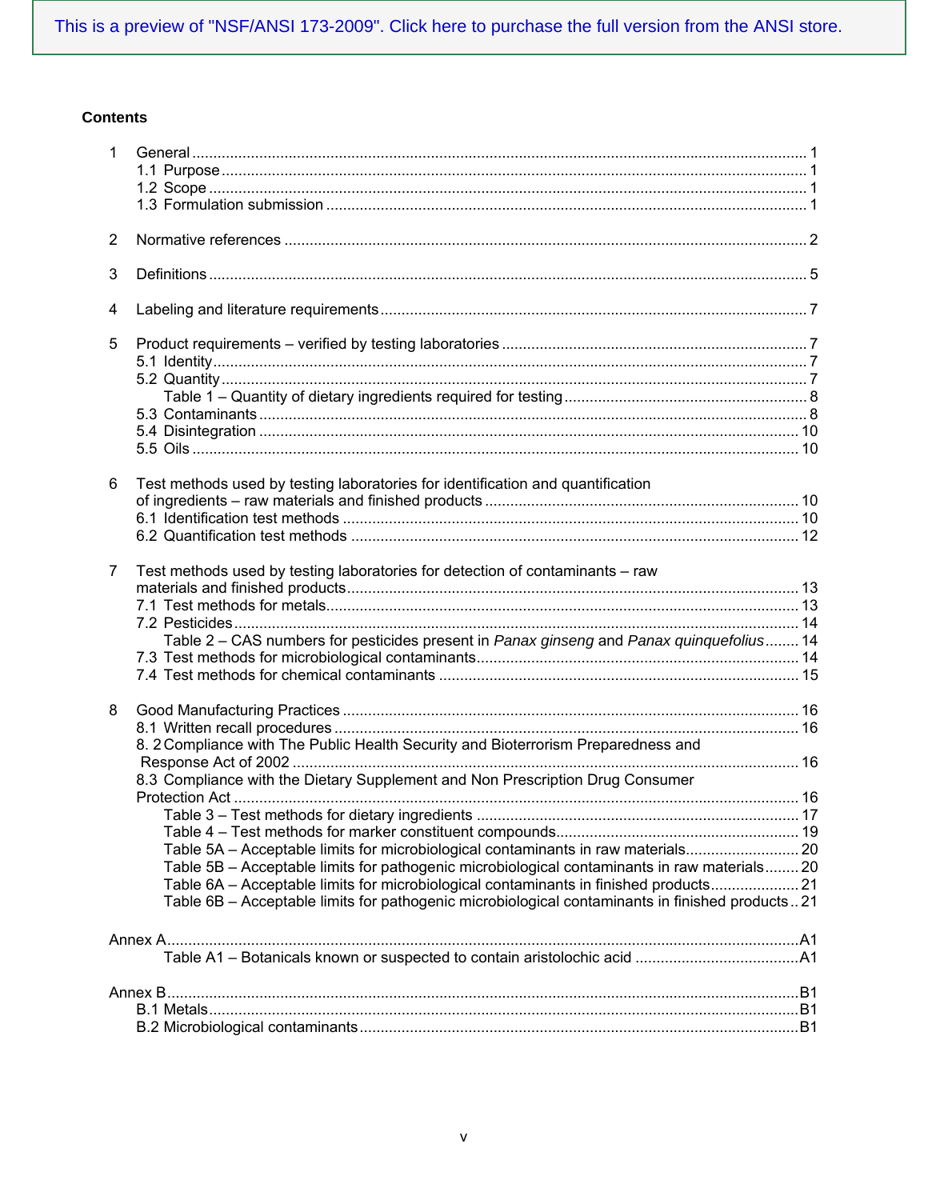This is a preview of "NSF/ANSI 173-2009". Click here to purchase the full version from the ANSI store.

**Contents**

1 General ........................................................................................................................................ 1
- 1.1 Purpose ........................................................................................................................................ 1
- 1.2 Scope ........................................................................................................................................ 1
- 1.3 Formulation submission ........................................................................................................................................ 1

2 Normative references ........................................................................................................................................ 2

3 Definitions ........................................................................................................................................ 5

4 Labeling and literature requirements ........................................................................................................................................ 7

5 Product requirements – verified by testing laboratories ........................................................................................................................................ 7
- 5.1 Identity ........................................................................................................................................ 7
- 5.2 Quantity ........................................................................................................................................ 7
  - Table 1 – Quantity of dietary ingredients required for testing ........................................................................................................................................ 8
- 5.3 Contaminants ........................................................................................................................................ 8
- 5.4 Disintegration ........................................................................................................................................ 10
- 5.5 Oils ........................................................................................................................................ 10

6 Test methods used by testing laboratories for identification and quantification of ingredients – raw materials and finished products ........................................................................................................................................ 10
- 6.1 Identification test methods ........................................................................................................................................ 10
- 6.2 Quantification test methods ........................................................................................................................................ 12

7 Test methods used by testing laboratories for detection of contaminants – raw materials and finished products ........................................................................................................................................ 13
- 7.1 Test methods for metals ........................................................................................................................................ 13
- 7.2 Pesticides ........................................................................................................................................ 14
  - Table 2 – CAS numbers for pesticides present in *Panax ginseng* and *Panax quinquefolius* ........ 14
- 7.3 Test methods for microbiological contaminants ........................................................................................................................................ 14
- 7.4 Test methods for chemical contaminants ........................................................................................................................................ 15

8 Good Manufacturing Practices ........................................................................................................................................ 16
- 8.1 Written recall procedures ........................................................................................................................................ 16
- 8. 2 Compliance with The Public Health Security and Bioterrorism Preparedness and Response Act of 2002 ........................................................................................................................................ 16
- 8.3 Compliance with the Dietary Supplement and Non Prescription Drug Consumer Protection Act ........................................................................................................................................ 16
  - Table 3 – Test methods for dietary ingredients ........................................................................................................................................ 17
  - Table 4 – Test methods for marker constituent compounds ........................................................................................................................................ 19
  - Table 5A – Acceptable limits for microbiological contaminants in raw materials ........................................................................................................................................ 20
  - Table 5B – Acceptable limits for pathogenic microbiological contaminants in raw materials ........ 20
  - Table 6A – Acceptable limits for microbiological contaminants in finished products ........................................................................................................................................ 21
  - Table 6B – Acceptable limits for pathogenic microbiological contaminants in finished products .. 21

Annex A ........................................................................................................................................ A1
- Table A1 – Botanicals known or suspected to contain aristolochic acid ........................................................................................................................................ A1

Annex B ........................................................................................................................................ B1
- B.1 Metals ........................................................................................................................................ B1
- B.2 Microbiological contaminants ........................................................................................................................................ B1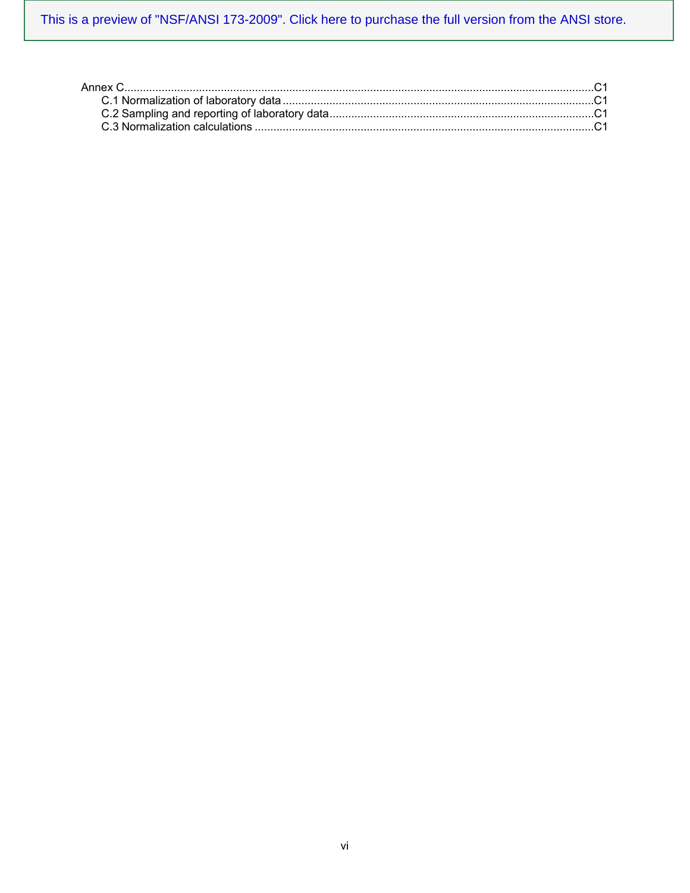Annex C .......................................................................................................................................... C1
   C.1 Normalization of laboratory data ........................................................................................ C1
   C.2 Sampling and reporting of laboratory data ........................................................................ C1
   C.3 Normalization calculations ................................................................................................ C1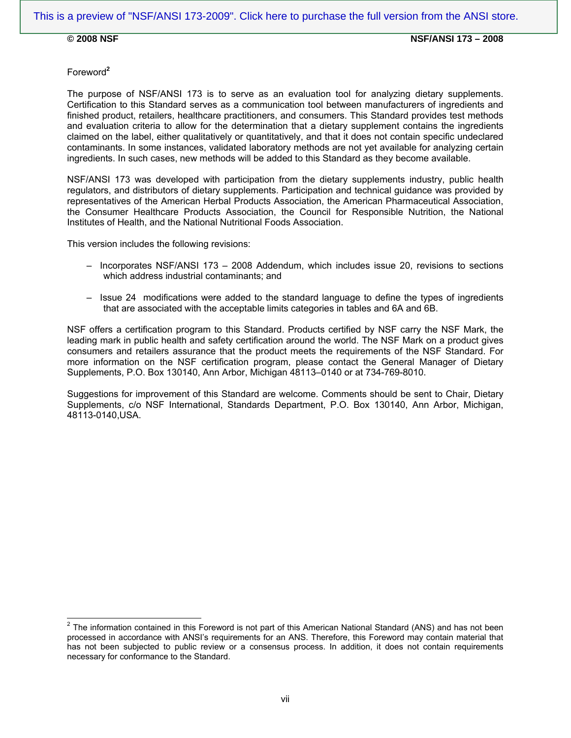Foreword[2]

The purpose of NSF/ANSI 173 is to serve as an evaluation tool for analyzing dietary supplements. Certification to this Standard serves as a communication tool between manufacturers of ingredients and finished product, retailers, healthcare practitioners, and consumers. This Standard provides test methods and evaluation criteria to allow for the determination that a dietary supplement contains the ingredients claimed on the label, either qualitatively or quantitatively, and that it does not contain specific undeclared contaminants. In some instances, validated laboratory methods are not yet available for analyzing certain ingredients. In such cases, new methods will be added to this Standard as they become available.

NSF/ANSI 173 was developed with participation from the dietary supplements industry, public health regulators, and distributors of dietary supplements. Participation and technical guidance was provided by representatives of the American Herbal Products Association, the American Pharmaceutical Association, the Consumer Healthcare Products Association, the Council for Responsible Nutrition, the National Institutes of Health, and the National Nutritional Foods Association.

This version includes the following revisions:

- Incorporates NSF/ANSI 173 – 2008 Addendum, which includes issue 20, revisions to sections which address industrial contaminants; and
- Issue 24 modifications were added to the standard language to define the types of ingredients that are associated with the acceptable limits categories in tables and 6A and 6B.

NSF offers a certification program to this Standard. Products certified by NSF carry the NSF Mark, the leading mark in public health and safety certification around the world. The NSF Mark on a product gives consumers and retailers assurance that the product meets the requirements of the NSF Standard. For more information on the NSF certification program, please contact the General Manager of Dietary Supplements, P.O. Box 130140, Ann Arbor, Michigan 48113–0140 or at 734-769-8010.

Suggestions for improvement of this Standard are welcome. Comments should be sent to Chair, Dietary Supplements, c/o NSF International, Standards Department, P.O. Box 130140, Ann Arbor, Michigan, 48113-0140,USA.

[2] The information contained in this Foreword is not part of this American National Standard (ANS) and has not been processed in accordance with ANSI's requirements for an ANS. Therefore, this Foreword may contain material that has not been subjected to public review or a consensus process. In addition, it does not contain requirements necessary for conformance to the Standard.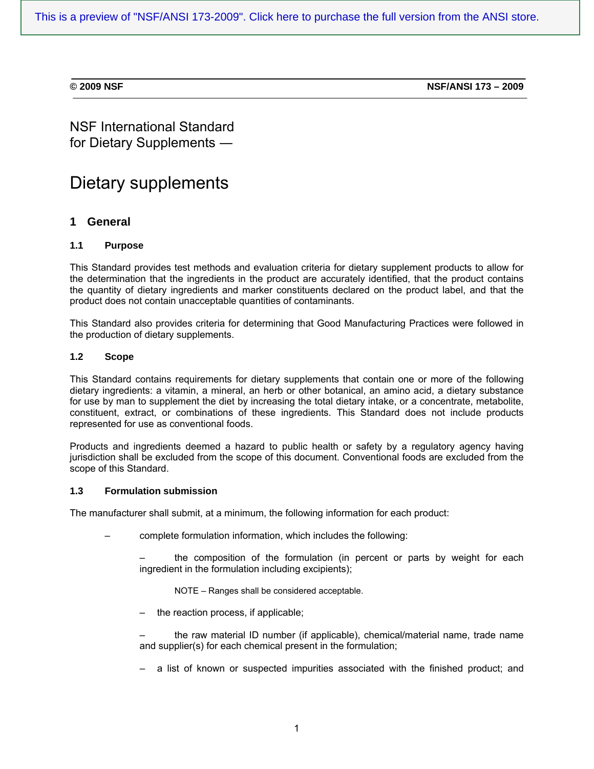NSF International Standard
for Dietary Supplements —

# Dietary supplements

## 1 General

### 1.1 Purpose

This Standard provides test methods and evaluation criteria for dietary supplement products to allow for the determination that the ingredients in the product are accurately identified, that the product contains the quantity of dietary ingredients and marker constituents declared on the product label, and that the product does not contain unacceptable quantities of contaminants.

This Standard also provides criteria for determining that Good Manufacturing Practices were followed in the production of dietary supplements.

### 1.2 Scope

This Standard contains requirements for dietary supplements that contain one or more of the following dietary ingredients: a vitamin, a mineral, an herb or other botanical, an amino acid, a dietary substance for use by man to supplement the diet by increasing the total dietary intake, or a concentrate, metabolite, constituent, extract, or combinations of these ingredients. This Standard does not include products represented for use as conventional foods.

Products and ingredients deemed a hazard to public health or safety by a regulatory agency having jurisdiction shall be excluded from the scope of this document. Conventional foods are excluded from the scope of this Standard.

### 1.3 Formulation submission

The manufacturer shall submit, at a minimum, the following information for each product:

– complete formulation information, which includes the following:

  – the composition of the formulation (in percent or parts by weight for each ingredient in the formulation including excipients);

    NOTE – Ranges shall be considered acceptable.

  – the reaction process, if applicable;

  – the raw material ID number (if applicable), chemical/material name, trade name and supplier(s) for each chemical present in the formulation;

  – a list of known or suspected impurities associated with the finished product; and